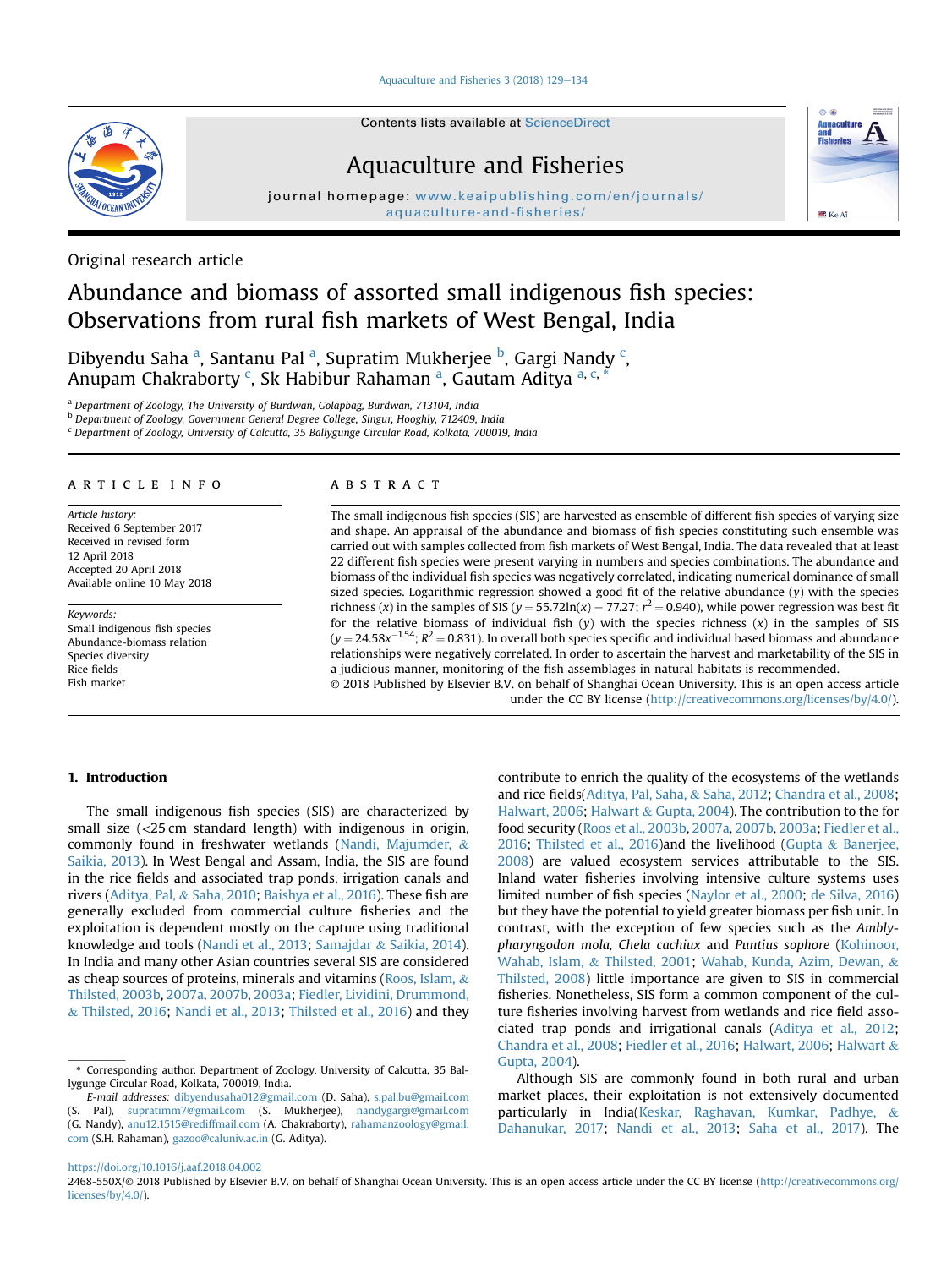Original research article

# Abundance and biomass of assorted small indigenous fish species: Observations from rural fish markets of West Bengal, India

Dibyendu Saha [a], Santanu Pal [a], Supratim Mukherjee [b], Gargi Nandy [c], Anupam Chakraborty [c], Sk Habibur Rahaman [a], Gautam Aditya [a, c, *]

[a] Department of Zoology, The University of Burdwan, Golapbag, Burdwan, 713104, India
[b] Department of Zoology, Government General Degree College, Singur, Hooghly, 712409, India
[c] Department of Zoology, University of Calcutta, 35 Ballygunge Circular Road, Kolkata, 700019, India

## ARTICLE INFO

*Article history:*
Received 6 September 2017
Received in revised form
12 April 2018
Accepted 20 April 2018
Available online 10 May 2018

*Keywords:*
Small indigenous fish species
Abundance-biomass relation
Species diversity
Rice fields
Fish market

## ABSTRACT

The small indigenous fish species (SIS) are harvested as ensemble of different fish species of varying size and shape. An appraisal of the abundance and biomass of fish species constituting such ensemble was carried out with samples collected from fish markets of West Bengal, India. The data revealed that at least 22 different fish species were present varying in numbers and species combinations. The abundance and biomass of the individual fish species was negatively correlated, indicating numerical dominance of small sized species. Logarithmic regression showed a good fit of the relative abundance ($y$) with the species richness ($x$) in the samples of SIS ($y = 55.72\ln(x) - 77.27$; $r^2 = 0.940$), while power regression was best fit for the relative biomass of individual fish ($y$) with the species richness ($x$) in the samples of SIS ($y = 24.58x^{-1.54}$; $R^2 = 0.831$). In overall both species specific and individual based biomass and abundance relationships were negatively correlated. In order to ascertain the harvest and marketability of the SIS in a judicious manner, monitoring of the fish assemblages in natural habitats is recommended.

© 2018 Published by Elsevier B.V. on behalf of Shanghai Ocean University. This is an open access article under the CC BY license (http://creativecommons.org/licenses/by/4.0/).

## 1. Introduction

The small indigenous fish species (SIS) are characterized by small size (<25 cm standard length) with indigenous in origin, commonly found in freshwater wetlands (Nandi, Majumder, & Saikia, 2013). In West Bengal and Assam, India, the SIS are found in the rice fields and associated trap ponds, irrigation canals and rivers (Aditya, Pal, & Saha, 2010; Baishya et al., 2016). These fish are generally excluded from commercial culture fisheries and the exploitation is dependent mostly on the capture using traditional knowledge and tools (Nandi et al., 2013; Samajdar & Saikia, 2014). In India and many other Asian countries several SIS are considered as cheap sources of proteins, minerals and vitamins (Roos, Islam, & Thilsted, 2003b, 2007a, 2007b, 2003a; Fiedler, Lividini, Drummond, & Thilsted, 2016; Nandi et al., 2013; Thilsted et al., 2016) and they contribute to enrich the quality of the ecosystems of the wetlands and rice fields(Aditya, Pal, Saha, & Saha, 2012; Chandra et al., 2008; Halwart, 2006; Halwart & Gupta, 2004). The contribution to the for food security (Roos et al., 2003b, 2007a, 2007b, 2003a; Fiedler et al., 2016; Thilsted et al., 2016)and the livelihood (Gupta & Banerjee, 2008) are valued ecosystem services attributable to the SIS. Inland water fisheries involving intensive culture systems uses limited number of fish species (Naylor et al., 2000; de Silva, 2016) but they have the potential to yield greater biomass per fish unit. In contrast, with the exception of few species such as the *Amblypharyngodon mola, Chela cachiux* and *Puntius sophore* (Kohinoor, Wahab, Islam, & Thilsted, 2001; Wahab, Kunda, Azim, Dewan, & Thilsted, 2008) little importance are given to SIS in commercial fisheries. Nonetheless, SIS form a common component of the culture fisheries involving harvest from wetlands and rice field associated trap ponds and irrigational canals (Aditya et al., 2012; Chandra et al., 2008; Fiedler et al., 2016; Halwart, 2006; Halwart & Gupta, 2004).

Although SIS are commonly found in both rural and urban market places, their exploitation is not extensively documented particularly in India(Keskar, Raghavan, Kumkar, Padhye, & Dahanukar, 2017; Nandi et al., 2013; Saha et al., 2017). The

\* Corresponding author. Department of Zoology, University of Calcutta, 35 Ballygunge Circular Road, Kolkata, 700019, India.
*E-mail addresses:* dibyendusaha012@gmail.com (D. Saha), s.pal.bu@gmail.com (S. Pal), supratimm7@gmail.com (S. Mukherjee), nandygargi@gmail.com (G. Nandy), anu12.1515@rediffmail.com (A. Chakraborty), rahamanzoology@gmail.com (S.H. Rahaman), gazoo@caluniv.ac.in (G. Aditya).

https://doi.org/10.1016/j.aaf.2018.04.002
2468-550X/© 2018 Published by Elsevier B.V. on behalf of Shanghai Ocean University. This is an open access article under the CC BY license (http://creativecommons.org/licenses/by/4.0/).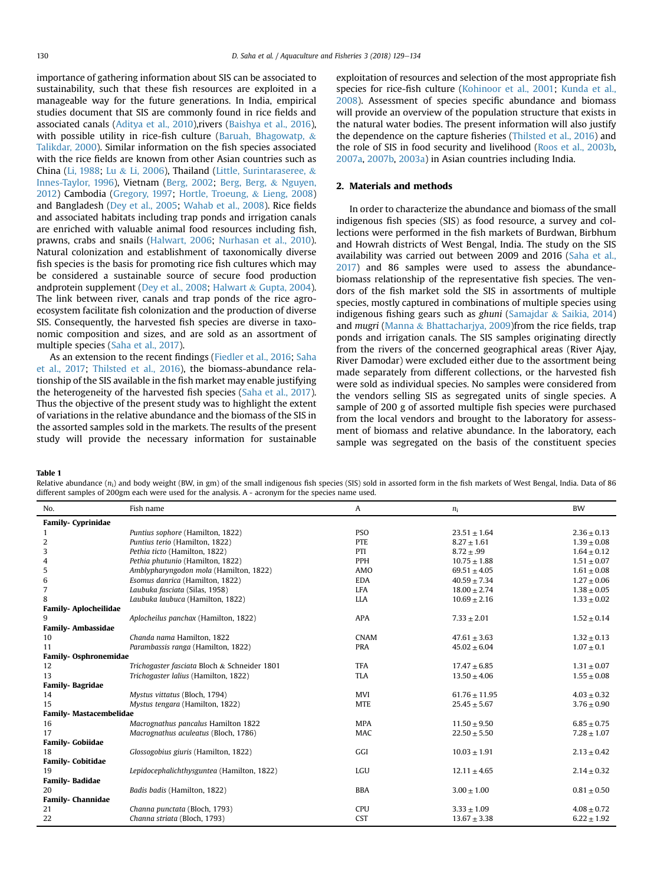importance of gathering information about SIS can be associated to sustainability, such that these fish resources are exploited in a manageable way for the future generations. In India, empirical studies document that SIS are commonly found in rice fields and associated canals (Aditya et al., 2010),rivers (Baishya et al., 2016), with possible utility in rice-fish culture (Baruah, Bhagowatp, & Talikdar, 2000). Similar information on the fish species associated with the rice fields are known from other Asian countries such as China (Li, 1988; Lu & Li, 2006), Thailand (Little, Surintaraseree, & Innes-Taylor, 1996), Vietnam (Berg, 2002; Berg, Berg, & Nguyen, 2012) Cambodia (Gregory, 1997; Hortle, Troeung, & Lieng, 2008) and Bangladesh (Dey et al., 2005; Wahab et al., 2008). Rice fields and associated habitats including trap ponds and irrigation canals are enriched with valuable animal food resources including fish, prawns, crabs and snails (Halwart, 2006; Nurhasan et al., 2010). Natural colonization and establishment of taxonomically diverse fish species is the basis for promoting rice fish cultures which may be considered a sustainable source of secure food production andprotein supplement (Dey et al., 2008; Halwart & Gupta, 2004). The link between river, canals and trap ponds of the rice agroecosystem facilitate fish colonization and the production of diverse SIS. Consequently, the harvested fish species are diverse in taxonomic composition and sizes, and are sold as an assortment of multiple species (Saha et al., 2017).

As an extension to the recent findings (Fiedler et al., 2016; Saha et al., 2017; Thilsted et al., 2016), the biomass-abundance relationship of the SIS available in the fish market may enable justifying the heterogeneity of the harvested fish species (Saha et al., 2017). Thus the objective of the present study was to highlight the extent of variations in the relative abundance and the biomass of the SIS in the assorted samples sold in the markets. The results of the present study will provide the necessary information for sustainable exploitation of resources and selection of the most appropriate fish species for rice-fish culture (Kohinoor et al., 2001; Kunda et al., 2008). Assessment of species specific abundance and biomass will provide an overview of the population structure that exists in the natural water bodies. The present information will also justify the dependence on the capture fisheries (Thilsted et al., 2016) and the role of SIS in food security and livelihood (Roos et al., 2003b, 2007a, 2007b, 2003a) in Asian countries including India.

## 2. Materials and methods

In order to characterize the abundance and biomass of the small indigenous fish species (SIS) as food resource, a survey and collections were performed in the fish markets of Burdwan, Birbhum and Howrah districts of West Bengal, India. The study on the SIS availability was carried out between 2009 and 2016 (Saha et al., 2017) and 86 samples were used to assess the abundance-biomass relationship of the representative fish species. The vendors of the fish market sold the SIS in assortments of multiple species, mostly captured in combinations of multiple species using indigenous fishing gears such as *ghuni* (Samajdar & Saikia, 2014) and *mugri* (Manna & Bhattacharjya, 2009)from the rice fields, trap ponds and irrigation canals. The SIS samples originating directly from the rivers of the concerned geographical areas (River Ajay, River Damodar) were excluded either due to the assortment being made separately from different collections, or the harvested fish were sold as individual species. No samples were considered from the vendors selling SIS as segregated units of single species. A sample of 200 g of assorted multiple fish species were purchased from the local vendors and brought to the laboratory for assessment of biomass and relative abundance. In the laboratory, each sample was segregated on the basis of the constituent species

**Table 1**
Relative abundance ($n_i$) and body weight (BW, in gm) of the small indigenous fish species (SIS) sold in assorted form in the fish markets of West Bengal, India. Data of 86 different samples of 200gm each were used for the analysis. A - acronym for the species name used.

| No. | Fish name | A | $n_i$ | BW |
|---|---|---|---|---|
| **Family- Cyprinidae** | | | | |
| 1 | *Puntius sophore* (Hamilton, 1822) | PSO | 23.51 ± 1.64 | 2.36 ± 0.13 |
| 2 | *Puntius terio* (Hamilton, 1822) | PTE | 8.27 ± 1.61 | 1.39 ± 0.08 |
| 3 | *Pethia ticto* (Hamilton, 1822) | PTI | 8.72 ± .99 | 1.64 ± 0.12 |
| 4 | *Pethia phutunio* (Hamilton, 1822) | PPH | 10.75 ± 1.88 | 1.51 ± 0.07 |
| 5 | *Amblypharyngodon mola* (Hamilton, 1822) | AMO | 69.51 ± 4.05 | 1.61 ± 0.08 |
| 6 | *Esomus danrica* (Hamilton, 1822) | EDA | 40.59 ± 7.34 | 1.27 ± 0.06 |
| 7 | *Laubuka fasciata* (Silas, 1958) | LFA | 18.00 ± 2.74 | 1.38 ± 0.05 |
| 8 | *Laubuka laubuca* (Hamilton, 1822) | LLA | 10.69 ± 2.16 | 1.33 ± 0.02 |
| **Family- Aplocheilidae** | | | | |
| 9 | *Aplocheilus panchax* (Hamilton, 1822) | APA | 7.33 ± 2.01 | 1.52 ± 0.14 |
| **Family- Ambassidae** | | | | |
| 10 | *Chanda nama* Hamilton, 1822 | CNAM | 47.61 ± 3.63 | 1.32 ± 0.13 |
| 11 | *Parambassis ranga* (Hamilton, 1822) | PRA | 45.02 ± 6.04 | 1.07 ± 0.1 |
| **Family- Osphronemidae** | | | | |
| 12 | *Trichogaster fasciata* Bloch & Schneider 1801 | TFA | 17.47 ± 6.85 | 1.31 ± 0.07 |
| 13 | *Trichogaster lalius* (Hamilton, 1822) | TLA | 13.50 ± 4.06 | 1.55 ± 0.08 |
| **Family- Bagridae** | | | | |
| 14 | *Mystus vittatus* (Bloch, 1794) | MVI | 61.76 ± 11.95 | 4.03 ± 0.32 |
| 15 | *Mystus tengara* (Hamilton, 1822) | MTE | 25.45 ± 5.67 | 3.76 ± 0.90 |
| **Family- Mastacembelidae** | | | | |
| 16 | *Macrognathus pancalus* Hamilton 1822 | MPA | 11.50 ± 9.50 | 6.85 ± 0.75 |
| 17 | *Macrognathus aculeatus* (Bloch, 1786) | MAC | 22.50 ± 5.50 | 7.28 ± 1.07 |
| **Family- Gobiidae** | | | | |
| 18 | *Glossogobius giuris* (Hamilton, 1822) | GGI | 10.03 ± 1.91 | 2.13 ± 0.42 |
| **Family- Cobitidae** | | | | |
| 19 | *Lepidocephalichthysguntea* (Hamilton, 1822) | LGU | 12.11 ± 4.65 | 2.14 ± 0.32 |
| **Family- Badidae** | | | | |
| 20 | *Badis badis* (Hamilton, 1822) | BBA | 3.00 ± 1.00 | 0.81 ± 0.50 |
| **Family- Channidae** | | | | |
| 21 | *Channa punctata* (Bloch, 1793) | CPU | 3.33 ± 1.09 | 4.08 ± 0.72 |
| 22 | *Channa striata* (Bloch, 1793) | CST | 13.67 ± 3.38 | 6.22 ± 1.92 |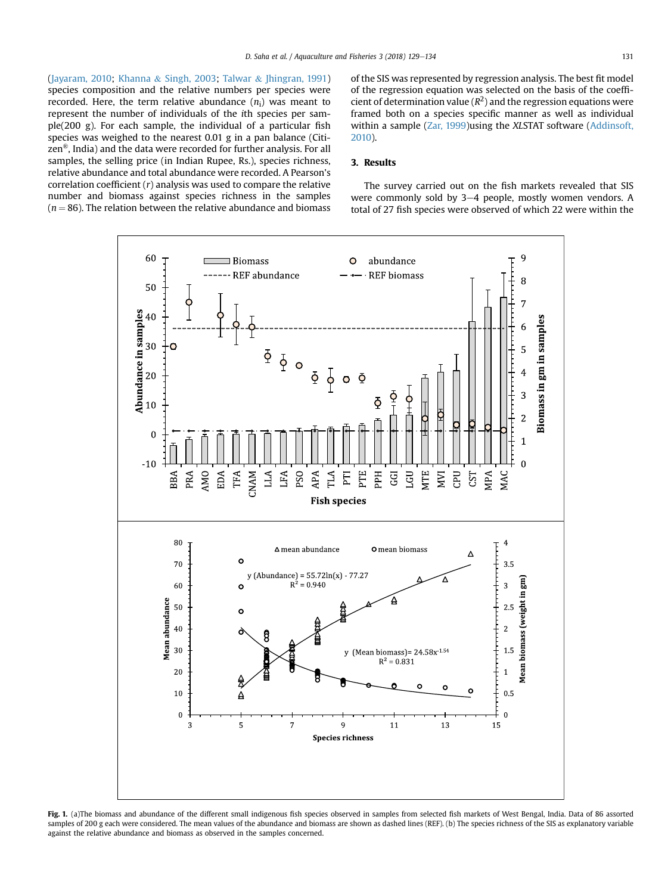(Jayaram, 2010; Khanna & Singh, 2003; Talwar & Jhingran, 1991) species composition and the relative numbers per species were recorded. Here, the term relative abundance ($n_i$) was meant to represent the number of individuals of the ith species per sample(200 g). For each sample, the individual of a particular fish species was weighed to the nearest 0.01 g in a pan balance (Citizen®, India) and the data were recorded for further analysis. For all samples, the selling price (in Indian Rupee, Rs.), species richness, relative abundance and total abundance were recorded. A Pearson's correlation coefficient ($r$) analysis was used to compare the relative number and biomass against species richness in the samples ($n = 86$). The relation between the relative abundance and biomass of the SIS was represented by regression analysis. The best fit model of the regression equation was selected on the basis of the coefficient of determination value ($R^2$) and the regression equations were framed both on a species specific manner as well as individual within a sample (Zar, 1999)using the *XL*STAT software (Addinsoft, 2010).

## 3. Results

The survey carried out on the fish markets revealed that SIS were commonly sold by 3–4 people, mostly women vendors. A total of 27 fish species were observed of which 22 were within the

**Fig. 1.** (a)The biomass and abundance of the different small indigenous fish species observed in samples from selected fish markets of West Bengal, India. Data of 86 assorted samples of 200 g each were considered. The mean values of the abundance and biomass are shown as dashed lines (REF). (b) The species richness of the SIS as explanatory variable against the relative abundance and biomass as observed in the samples concerned.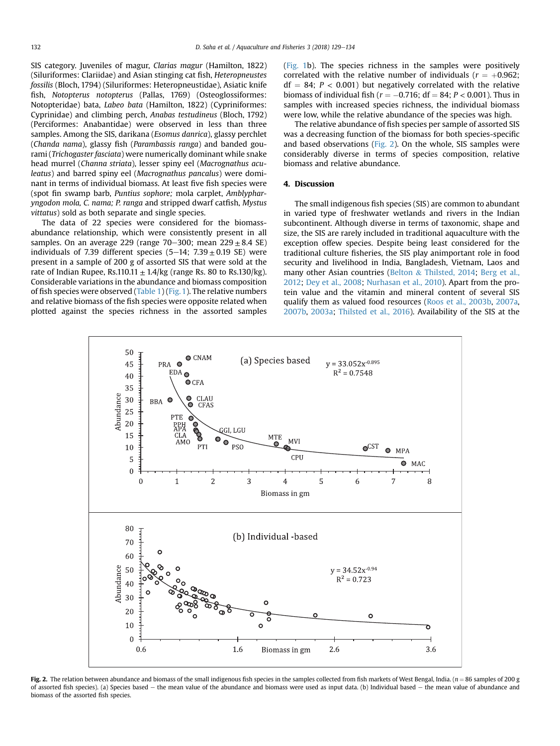SIS category. Juveniles of magur, *Clarias magur* (Hamilton, 1822) (Siluriformes: Clariidae) and Asian stinging cat fish, *Heteropneustes fossilis* (Bloch, 1794) (Siluriformes: Heteropneustidae), Asiatic knife fish, *Notopterus notopterus* (Pallas, 1769) (Osteoglossiformes: Notopteridae) bata, *Labeo bata* (Hamilton, 1822) (Cypriniformes: Cyprinidae) and climbing perch, *Anabas testudineus* (Bloch, 1792) (Perciformes: Anabantidae) were observed in less than three samples. Among the SIS, darikana (*Esomus danrica*), glassy perchlet (*Chanda nama*), glassy fish (*Parambassis ranga*) and banded gourami (*Trichogaster fasciata*) were numerically dominant while snake head murrel (*Channa striata*), lesser spiny eel (*Macrognathus aculeatus*) and barred spiny eel (*Macrognathus pancalus*) were dominant in terms of individual biomass. At least five fish species were (spot fin swamp barb, *Puntius sophore;* mola carplet, *Amblypharyngodon mola, C. nama; P. ranga* and stripped dwarf catfish, *Mystus vittatus*) sold as both separate and single species.

The data of 22 species were considered for the biomass-abundance relationship, which were consistently present in all samples. On an average 229 (range 70–300; mean 229 ± 8.4 SE) individuals of 7.39 different species (5–14; 7.39 ± 0.19 SE) were present in a sample of 200 g of assorted SIS that were sold at the rate of Indian Rupee, Rs.110.11 ± 1.4/kg (range Rs. 80 to Rs.130/kg). Considerable variations in the abundance and biomass composition of fish species were observed (Table 1) (Fig. 1). The relative numbers and relative biomass of the fish species were opposite related when plotted against the species richness in the assorted samples (Fig. 1b). The species richness in the samples were positively correlated with the relative number of individuals ($r = +0.962$; df = 84; $P < 0.001$) but negatively correlated with the relative biomass of individual fish ($r = -0.716$; df = 84; $P < 0.001$). Thus in samples with increased species richness, the individual biomass were low, while the relative abundance of the species was high.

The relative abundance of fish species per sample of assorted SIS was a decreasing function of the biomass for both species-specific and based observations (Fig. 2). On the whole, SIS samples were considerably diverse in terms of species composition, relative biomass and relative abundance.

## 4. Discussion

The small indigenous fish species (SIS) are common to abundant in varied type of freshwater wetlands and rivers in the Indian subcontinent. Although diverse in terms of taxonomic, shape and size, the SIS are rarely included in traditional aquaculture with the exception offew species. Despite being least considered for the traditional culture fisheries, the SIS play animportant role in food security and livelihood in India, Bangladesh, Vietnam, Laos and many other Asian countries (Belton & Thilsted, 2014; Berg et al., 2012; Dey et al., 2008; Nurhasan et al., 2010). Apart from the protein value and the vitamin and mineral content of several SIS qualify them as valued food resources (Roos et al., 2003b, 2007a, 2007b, 2003a; Thilsted et al., 2016). Availability of the SIS at the

**Fig. 2.** The relation between abundance and biomass of the small indigenous fish species in the samples collected from fish markets of West Bengal, India. ($n = 86$ samples of 200 g of assorted fish species). (a) Species based – the mean value of the abundance and biomass were used as input data. (b) Individual based – the mean value of abundance and biomass of the assorted fish species.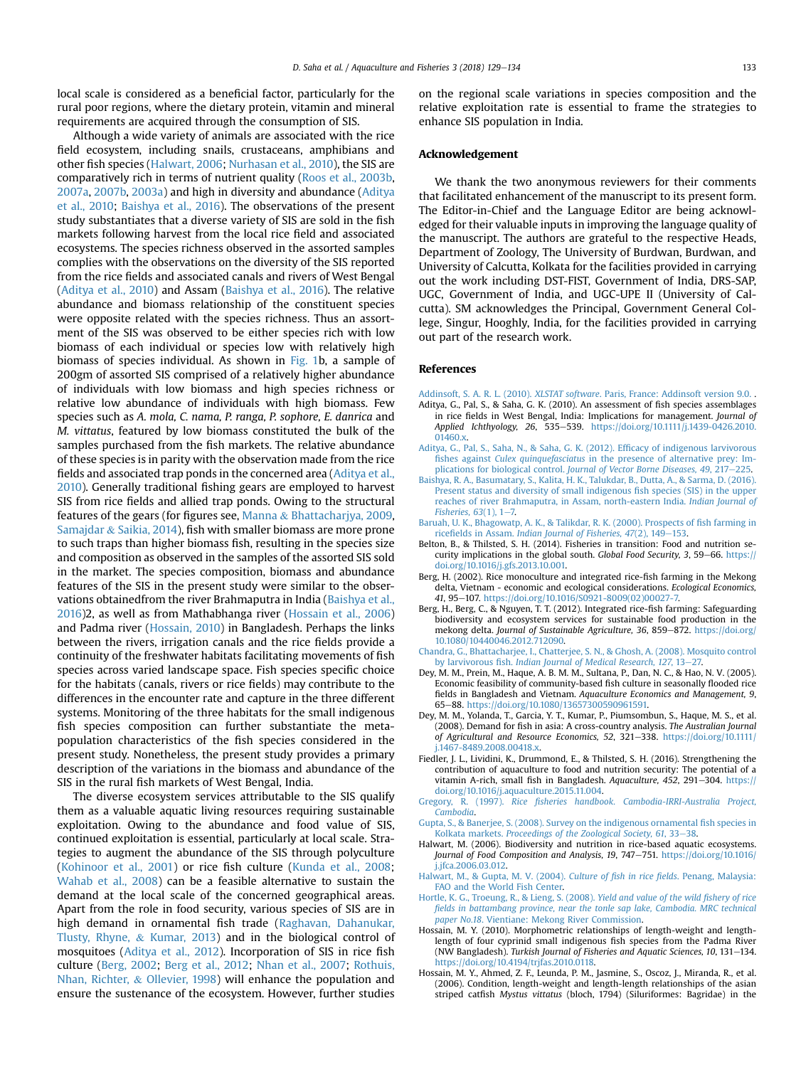local scale is considered as a beneficial factor, particularly for the rural poor regions, where the dietary protein, vitamin and mineral requirements are acquired through the consumption of SIS.

Although a wide variety of animals are associated with the rice field ecosystem, including snails, crustaceans, amphibians and other fish species (Halwart, 2006; Nurhasan et al., 2010), the SIS are comparatively rich in terms of nutrient quality (Roos et al., 2003b, 2007a, 2007b, 2003a) and high in diversity and abundance (Aditya et al., 2010; Baishya et al., 2016). The observations of the present study substantiates that a diverse variety of SIS are sold in the fish markets following harvest from the local rice field and associated ecosystems. The species richness observed in the assorted samples complies with the observations on the diversity of the SIS reported from the rice fields and associated canals and rivers of West Bengal (Aditya et al., 2010) and Assam (Baishya et al., 2016). The relative abundance and biomass relationship of the constituent species were opposite related with the species richness. Thus an assortment of the SIS was observed to be either species rich with low biomass of each individual or species low with relatively high biomass of species individual. As shown in Fig. 1b, a sample of 200gm of assorted SIS comprised of a relatively higher abundance of individuals with low biomass and high species richness or relative low abundance of individuals with high biomass. Few species such as *A. mola, C. nama, P. ranga, P. sophore, E. danrica* and *M. vittatus*, featured by low biomass constituted the bulk of the samples purchased from the fish markets. The relative abundance of these species is in parity with the observation made from the rice fields and associated trap ponds in the concerned area (Aditya et al., 2010). Generally traditional fishing gears are employed to harvest SIS from rice fields and allied trap ponds. Owing to the structural features of the gears (for figures see, Manna & Bhattacharjya, 2009, Samajdar & Saikia, 2014), fish with smaller biomass are more prone to such traps than higher biomass fish, resulting in the species size and composition as observed in the samples of the assorted SIS sold in the market. The species composition, biomass and abundance features of the SIS in the present study were similar to the observations obtainedfrom the river Brahmaputra in India (Baishya et al., 2016)2, as well as from Mathabhanga river (Hossain et al., 2006) and Padma river (Hossain, 2010) in Bangladesh. Perhaps the links between the rivers, irrigation canals and the rice fields provide a continuity of the freshwater habitats facilitating movements of fish species across varied landscape space. Fish species specific choice for the habitats (canals, rivers or rice fields) may contribute to the differences in the encounter rate and capture in the three different systems. Monitoring of the three habitats for the small indigenous fish species composition can further substantiate the metapopulation characteristics of the fish species considered in the present study. Nonetheless, the present study provides a primary description of the variations in the biomass and abundance of the SIS in the rural fish markets of West Bengal, India.

The diverse ecosystem services attributable to the SIS qualify them as a valuable aquatic living resources requiring sustainable exploitation. Owing to the abundance and food value of SIS, continued exploitation is essential, particularly at local scale. Strategies to augment the abundance of the SIS through polyculture (Kohinoor et al., 2001) or rice fish culture (Kunda et al., 2008; Wahab et al., 2008) can be a feasible alternative to sustain the demand at the local scale of the concerned geographical areas. Apart from the role in food security, various species of SIS are in high demand in ornamental fish trade (Raghavan, Dahanukar, Tlusty, Rhyne, & Kumar, 2013) and in the biological control of mosquitoes (Aditya et al., 2012). Incorporation of SIS in rice fish culture (Berg, 2002; Berg et al., 2012; Nhan et al., 2007; Rothuis, Nhan, Richter, & Ollevier, 1998) will enhance the population and ensure the sustenance of the ecosystem. However, further studies on the regional scale variations in species composition and the relative exploitation rate is essential to frame the strategies to enhance SIS population in India.

## Acknowledgement

We thank the two anonymous reviewers for their comments that facilitated enhancement of the manuscript to its present form. The Editor-in-Chief and the Language Editor are being acknowledged for their valuable inputs in improving the language quality of the manuscript. The authors are grateful to the respective Heads, Department of Zoology, The University of Burdwan, Burdwan, and University of Calcutta, Kolkata for the facilities provided in carrying out the work including DST-FIST, Government of India, DRS-SAP, UGC, Government of India, and UGC-UPE II (University of Calcutta). SM acknowledges the Principal, Government General College, Singur, Hooghly, India, for the facilities provided in carrying out part of the research work.

## References

Addinsoft, S. A. R. L. (2010). *XLSTAT software*. Paris, France: Addinsoft version 9.0. .

Aditya, G., Pal, S., & Saha, G. K. (2010). An assessment of fish species assemblages in rice fields in West Bengal, India: Implications for management. *Journal of Applied Ichthyology, 26*, 535–539. https://doi.org/10.1111/j.1439-0426.2010.01460.x.

Aditya, G., Pal, S., Saha, N., & Saha, G. K. (2012). Efficacy of indigenous larvivorous fishes against *Culex quinquefasciatus* in the presence of alternative prey: Implications for biological control. *Journal of Vector Borne Diseases, 49*, 217–225.

Baishya, R. A., Basumatary, S., Kalita, H. K., Talukdar, B., Dutta, A., & Sarma, D. (2016). Present status and diversity of small indigenous fish species (SIS) in the upper reaches of river Brahmaputra, in Assam, north-eastern India. *Indian Journal of Fisheries, 63*(1), 1–7.

Baruah, U. K., Bhagowatp, A. K., & Talikdar, R. K. (2000). Prospects of fish farming in ricefields in Assam. *Indian Journal of Fisheries, 47*(2), 149–153.

Belton, B., & Thilsted, S. H. (2014). Fisheries in transition: Food and nutrition security implications in the global south. *Global Food Security, 3*, 59–66. https://doi.org/10.1016/j.gfs.2013.10.001.

Berg, H. (2002). Rice monoculture and integrated rice-fish farming in the Mekong delta, Vietnam - economic and ecological considerations. *Ecological Economics, 41*, 95–107. https://doi.org/10.1016/S0921-8009(02)00027-7.

Berg, H., Berg, C., & Nguyen, T. T. (2012). Integrated rice-fish farming: Safeguarding biodiversity and ecosystem services for sustainable food production in the mekong delta. *Journal of Sustainable Agriculture, 36*, 859–872. https://doi.org/10.1080/10440046.2012.712090.

Chandra, G., Bhattacharjee, I., Chatterjee, S. N., & Ghosh, A. (2008). Mosquito control by larvivorous fish. *Indian Journal of Medical Research, 127*, 13–27.

Dey, M. M., Prein, M., Haque, A. B. M. M., Sultana, P., Dan, N. C., & Hao, N. V. (2005). Economic feasibility of community-based fish culture in seasonally flooded rice fields in Bangladesh and Vietnam. *Aquaculture Economics and Management, 9*, 65–88. https://doi.org/10.1080/13657300590961591.

Dey, M. M., Yolanda, T., Garcia, Y. T., Kumar, P., Piumsombun, S., Haque, M. S., et al. (2008). Demand for fish in asia: A cross-country analysis. *The Australian Journal of Agricultural and Resource Economics, 52*, 321–338. https://doi.org/10.1111/j.1467-8489.2008.00418.x.

Fiedler, J. L., Lividini, K., Drummond, E., & Thilsted, S. H. (2016). Strengthening the contribution of aquaculture to food and nutrition security: The potential of a vitamin A-rich, small fish in Bangladesh. *Aquaculture, 452*, 291–304. https://doi.org/10.1016/j.aquaculture.2015.11.004.

Gregory, R. (1997). *Rice fisheries handbook. Cambodia-IRRI-Australia Project, Cambodia*.

Gupta, S., & Banerjee, S. (2008). Survey on the indigenous ornamental fish species in Kolkata markets. *Proceedings of the Zoological Society, 61*, 33–38.

Halwart, M. (2006). Biodiversity and nutrition in rice-based aquatic ecosystems. *Journal of Food Composition and Analysis, 19*, 747–751. https://doi.org/10.1016/j.jfca.2006.03.012.

Halwart, M., & Gupta, M. V. (2004). *Culture of fish in rice fields*. Penang, Malaysia: FAO and the World Fish Center.

Hortle, K. G., Troeung, R., & Lieng, S. (2008). *Yield and value of the wild fishery of rice fields in battambang province, near the tonle sap lake, Cambodia. MRC technical paper No.18*. Vientiane: Mekong River Commission.

Hossain, M. Y. (2010). Morphometric relationships of length-weight and length-length of four cyprinid small indigenous fish species from the Padma River (NW Bangladesh). *Turkish Journal of Fisheries and Aquatic Sciences, 10*, 131–134. https://doi.org/10.4194/trjfas.2010.0118.

Hossain, M. Y., Ahmed, Z. F., Leunda, P. M., Jasmine, S., Oscoz, J., Miranda, R., et al. (2006). Condition, length-weight and length-length relationships of the asian striped catfish *Mystus vittatus* (bloch, 1794) (Siluriformes: Bagridae) in the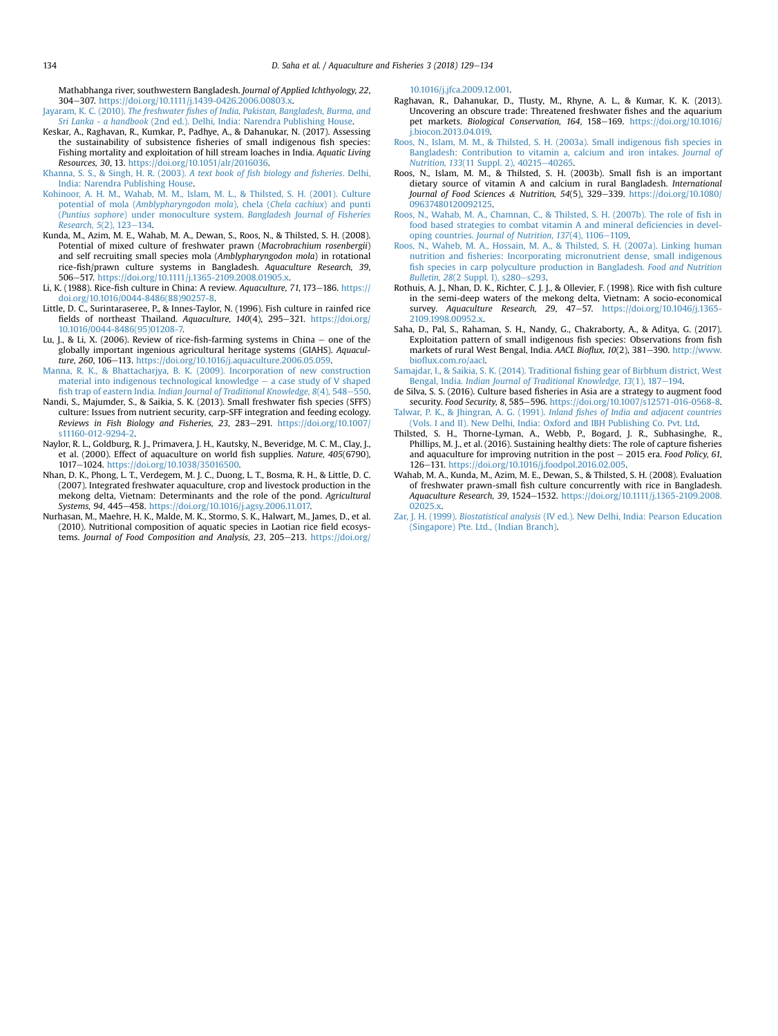Mathabhanga river, southwestern Bangladesh. *Journal of Applied Ichthyology, 22*, 304–307. https://doi.org/10.1111/j.1439-0426.2006.00803.x.

Jayaram, K. C. (2010). *The freshwater fishes of India, Pakistan, Bangladesh, Burma, and Sri Lanka - a handbook* (2nd ed.). Delhi, India: Narendra Publishing House.

Keskar, A., Raghavan, R., Kumkar, P., Padhye, A., & Dahanukar, N. (2017). Assessing the sustainability of subsistence fisheries of small indigenous fish species: Fishing mortality and exploitation of hill stream loaches in India. *Aquatic Living Resources, 30*, 13. https://doi.org/10.1051/alr/2016036.

Khanna, S. S., & Singh, H. R. (2003). *A text book of fish biology and fisheries*. Delhi, India: Narendra Publishing House.

Kohinoor, A. H. M., Wahab, M. M., Islam, M. L., & Thilsted, S. H. (2001). Culture potential of mola (*Amblypharyngodon mola*), chela (*Chela cachiux*) and punti (*Puntius sophore*) under monoculture system. *Bangladesh Journal of Fisheries Research, 5*(2), 123–134.

Kunda, M., Azim, M. E., Wahab, M. A., Dewan, S., Roos, N., & Thilsted, S. H. (2008). Potential of mixed culture of freshwater prawn (*Macrobrachium rosenbergii*) and self recruiting small species mola (*Amblypharyngodon mola*) in rotational rice-fish/prawn culture systems in Bangladesh. *Aquaculture Research, 39*, 506–517. https://doi.org/10.1111/j.1365-2109.2008.01905.x.

Li, K. (1988). Rice-fish culture in China: A review. *Aquaculture, 71*, 173–186. https://doi.org/10.1016/0044-8486(88)90257-8.

Little, D. C., Surintaraseree, P., & Innes-Taylor, N. (1996). Fish culture in rainfed rice fields of northeast Thailand. *Aquaculture, 140*(4), 295–321. https://doi.org/10.1016/0044-8486(95)01208-7.

Lu, J., & Li, X. (2006). Review of rice-fish-farming systems in China – one of the globally important ingenious agricultural heritage systems (GIAHS). *Aquaculture, 260*, 106–113. https://doi.org/10.1016/j.aquaculture.2006.05.059.

Manna, R. K., & Bhattacharjya, B. K. (2009). Incorporation of new construction material into indigenous technological knowledge – a case study of V shaped fish trap of eastern India. *Indian Journal of Traditional Knowledge, 8*(4), 548–550.

Nandi, S., Majumder, S., & Saikia, S. K. (2013). Small freshwater fish species (SFFS) culture: Issues from nutrient security, carp-SFF integration and feeding ecology. *Reviews in Fish Biology and Fisheries, 23*, 283–291. https://doi.org/10.1007/s11160-012-9294-2.

Naylor, R. L., Goldburg, R. J., Primavera, J. H., Kautsky, N., Beveridge, M. C. M., Clay, J., et al. (2000). Effect of aquaculture on world fish supplies. *Nature, 405*(6790), 1017–1024. https://doi.org/10.1038/35016500.

Nhan, D. K., Phong, L. T., Verdegem, M. J. C., Duong, L. T., Bosma, R. H., & Little, D. C. (2007). Integrated freshwater aquaculture, crop and livestock production in the mekong delta, Vietnam: Determinants and the role of the pond. *Agricultural Systems, 94*, 445–458. https://doi.org/10.1016/j.agsy.2006.11.017.

Nurhasan, M., Maehre, H. K., Malde, M. K., Stormo, S. K., Halwart, M., James, D., et al. (2010). Nutritional composition of aquatic species in Laotian rice field ecosystems. *Journal of Food Composition and Analysis, 23*, 205–213. https://doi.org/10.1016/j.jfca.2009.12.001.

Raghavan, R., Dahanukar, D., Tlusty, M., Rhyne, A. L., & Kumar, K. K. (2013). Uncovering an obscure trade: Threatened freshwater fishes and the aquarium pet markets. *Biological Conservation, 164*, 158–169. https://doi.org/10.1016/j.biocon.2013.04.019.

Roos, N., Islam, M. M., & Thilsted, S. H. (2003a). Small indigenous fish species in Bangladesh: Contribution to vitamin a, calcium and iron intakes. *Journal of Nutrition, 133*(11 Suppl. 2), 40215–40265.

Roos, N., Islam, M. M., & Thilsted, S. H. (2003b). Small fish is an important dietary source of vitamin A and calcium in rural Bangladesh. *International Journal of Food Sciences & Nutrition, 54*(5), 329–339. https://doi.org/10.1080/09637480120092125.

Roos, N., Wahab, M. A., Chamnan, C., & Thilsted, S. H. (2007b). The role of fish in food based strategies to combat vitamin A and mineral deficiencies in developing countries. *Journal of Nutrition, 137*(4), 1106–1109.

Roos, N., Waheb, M. A., Hossain, M. A., & Thilsted, S. H. (2007a). Linking human nutrition and fisheries: Incorporating micronutrient dense, small indigenous fish species in carp polyculture production in Bangladesh. *Food and Nutrition Bulletin, 28*(2 Suppl. l), s280–s293.

Rothuis, A. J., Nhan, D. K., Richter, C. J. J., & Ollevier, F. (1998). Rice with fish culture in the semi-deep waters of the mekong delta, Vietnam: A socio-economical survey. *Aquaculture Research, 29*, 47–57. https://doi.org/10.1046/j.1365-2109.1998.00952.x.

Saha, D., Pal, S., Rahaman, S. H., Nandy, G., Chakraborty, A., & Aditya, G. (2017). Exploitation pattern of small indigenous fish species: Observations from fish markets of rural West Bengal, India. *AACL Bioflux, 10*(2), 381–390. http://www.bioflux.com.ro/aacl.

Samajdar, I., & Saikia, S. K. (2014). Traditional fishing gear of Birbhum district, West Bengal, India. *Indian Journal of Traditional Knowledge, 13*(1), 187–194.

de Silva, S. S. (2016). Culture based fisheries in Asia are a strategy to augment food security. *Food Security, 8*, 585–596. https://doi.org/10.1007/s12571-016-0568-8.

Talwar, P. K., & Jhingran, A. G. (1991). *Inland fishes of India and adjacent countries* (Vols. I and II). New Delhi, India: Oxford and IBH Publishing Co. Pvt. Ltd.

Thilsted, S. H., Thorne-Lyman, A., Webb, P., Bogard, J. R., Subhasinghe, R., Phillips, M. J., et al. (2016). Sustaining healthy diets: The role of capture fisheries and aquaculture for improving nutrition in the post – 2015 era. *Food Policy, 61*, 126–131. https://doi.org/10.1016/j.foodpol.2016.02.005.

Wahab, M. A., Kunda, M., Azim, M. E., Dewan, S., & Thilsted, S. H. (2008). Evaluation of freshwater prawn-small fish culture concurrently with rice in Bangladesh. *Aquaculture Research, 39*, 1524–1532. https://doi.org/10.1111/j.1365-2109.2008.02025.x.

Zar, J. H. (1999). *Biostatistical analysis* (IV ed.). New Delhi, India: Pearson Education (Singapore) Pte. Ltd., (Indian Branch).